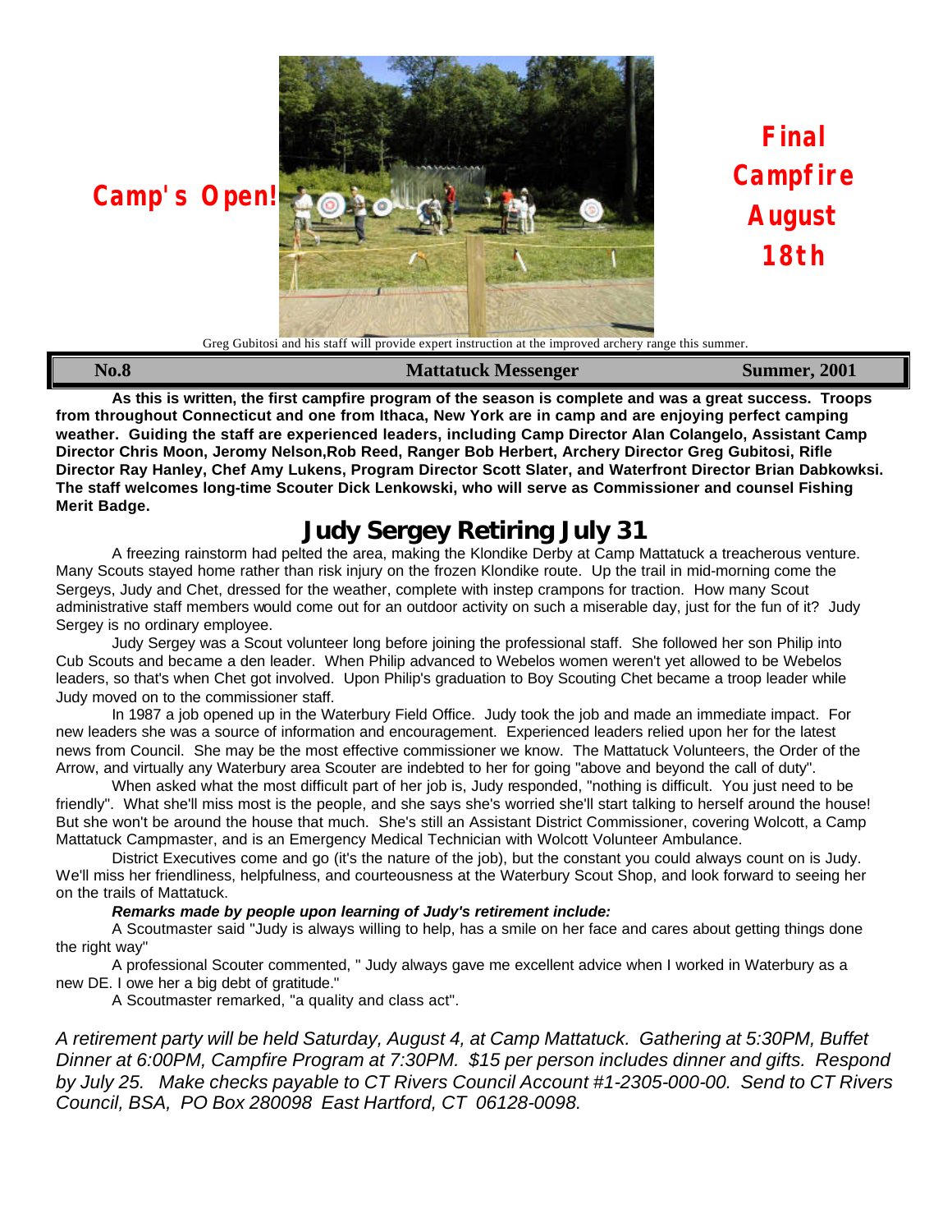**Camp's Open!**

**Final Campfire August 18th**

Greg Gubitosi and his staff will provide expert instruction at the improved archery range this summer.

| **No.8** | **Mattatuck Messenger** | **Summer, 2001** |
|---|---|---|

**As this is written, the first campfire program of the season is complete and was a great success. Troops from throughout Connecticut and one from Ithaca, New York are in camp and are enjoying perfect camping weather. Guiding the staff are experienced leaders, including Camp Director Alan Colangelo, Assistant Camp Director Chris Moon, Jeromy Nelson,Rob Reed, Ranger Bob Herbert, Archery Director Greg Gubitosi, Rifle Director Ray Hanley, Chef Amy Lukens, Program Director Scott Slater, and Waterfront Director Brian Dabkowksi. The staff welcomes long-time Scouter Dick Lenkowski, who will serve as Commissioner and counsel Fishing Merit Badge.**

## Judy Sergey Retiring July 31

A freezing rainstorm had pelted the area, making the Klondike Derby at Camp Mattatuck a treacherous venture. Many Scouts stayed home rather than risk injury on the frozen Klondike route. Up the trail in mid-morning come the Sergeys, Judy and Chet, dressed for the weather, complete with instep crampons for traction. How many Scout administrative staff members would come out for an outdoor activity on such a miserable day, just for the fun of it? Judy Sergey is no ordinary employee.

Judy Sergey was a Scout volunteer long before joining the professional staff. She followed her son Philip into Cub Scouts and became a den leader. When Philip advanced to Webelos women weren't yet allowed to be Webelos leaders, so that's when Chet got involved. Upon Philip's graduation to Boy Scouting Chet became a troop leader while Judy moved on to the commissioner staff.

In 1987 a job opened up in the Waterbury Field Office. Judy took the job and made an immediate impact. For new leaders she was a source of information and encouragement. Experienced leaders relied upon her for the latest news from Council. She may be the most effective commissioner we know. The Mattatuck Volunteers, the Order of the Arrow, and virtually any Waterbury area Scouter are indebted to her for going "above and beyond the call of duty".

When asked what the most difficult part of her job is, Judy responded, "nothing is difficult. You just need to be friendly". What she'll miss most is the people, and she says she's worried she'll start talking to herself around the house! But she won't be around the house that much. She's still an Assistant District Commissioner, covering Wolcott, a Camp Mattatuck Campmaster, and is an Emergency Medical Technician with Wolcott Volunteer Ambulance.

District Executives come and go (it's the nature of the job), but the constant you could always count on is Judy. We'll miss her friendliness, helpfulness, and courteousness at the Waterbury Scout Shop, and look forward to seeing her on the trails of Mattatuck.

***Remarks made by people upon learning of Judy's retirement include:***

A Scoutmaster said "Judy is always willing to help, has a smile on her face and cares about getting things done the right way"

A professional Scouter commented, " Judy always gave me excellent advice when I worked in Waterbury as a new DE. I owe her a big debt of gratitude."

A Scoutmaster remarked, "a quality and class act".

*A retirement party will be held Saturday, August 4, at Camp Mattatuck. Gathering at 5:30PM, Buffet Dinner at 6:00PM, Campfire Program at 7:30PM. $15 per person includes dinner and gifts. Respond by July 25. Make checks payable to CT Rivers Council Account #1-2305-000-00. Send to CT Rivers Council, BSA, PO Box 280098 East Hartford, CT 06128-0098.*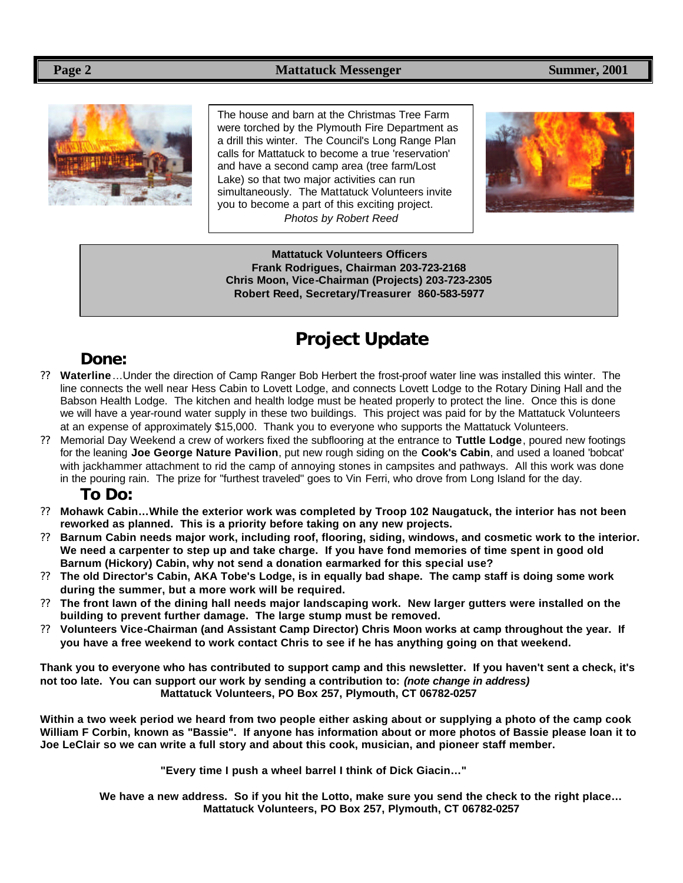The house and barn at the Christmas Tree Farm were torched by the Plymouth Fire Department as a drill this winter. The Council's Long Range Plan calls for Mattatuck to become a true 'reservation' and have a second camp area (tree farm/Lost Lake) so that two major activities can run simultaneously. The Mattatuck Volunteers invite you to become a part of this exciting project.

*Photos by Robert Reed*

**Mattatuck Volunteers Officers**
**Frank Rodrigues, Chairman 203-723-2168**
**Chris Moon, Vice-Chairman (Projects) 203-723-2305**
**Robert Reed, Secretary/Treasurer 860-583-5977**

# Project Update

## Done:

- **Waterline**…Under the direction of Camp Ranger Bob Herbert the frost-proof water line was installed this winter. The line connects the well near Hess Cabin to Lovett Lodge, and connects Lovett Lodge to the Rotary Dining Hall and the Babson Health Lodge. The kitchen and health lodge must be heated properly to protect the line. Once this is done we will have a year-round water supply in these two buildings. This project was paid for by the Mattatuck Volunteers at an expense of approximately $15,000. Thank you to everyone who supports the Mattatuck Volunteers.
- Memorial Day Weekend a crew of workers fixed the subflooring at the entrance to **Tuttle Lodge**, poured new footings for the leaning **Joe George Nature Pavilion**, put new rough siding on the **Cook's Cabin**, and used a loaned 'bobcat' with jackhammer attachment to rid the camp of annoying stones in campsites and pathways. All this work was done in the pouring rain. The prize for "furthest traveled" goes to Vin Ferri, who drove from Long Island for the day.

## To Do:

- **Mohawk Cabin…While the exterior work was completed by Troop 102 Naugatuck, the interior has not been reworked as planned. This is a priority before taking on any new projects.**
- **Barnum Cabin needs major work, including roof, flooring, siding, windows, and cosmetic work to the interior. We need a carpenter to step up and take charge. If you have fond memories of time spent in good old Barnum (Hickory) Cabin, why not send a donation earmarked for this special use?**
- **The old Director's Cabin, AKA Tobe's Lodge, is in equally bad shape. The camp staff is doing some work during the summer, but a more work will be required.**
- **The front lawn of the dining hall needs major landscaping work. New larger gutters were installed on the building to prevent further damage. The large stump must be removed.**
- **Volunteers Vice-Chairman (and Assistant Camp Director) Chris Moon works at camp throughout the year. If you have a free weekend to work contact Chris to see if he has anything going on that weekend.**

**Thank you to everyone who has contributed to support camp and this newsletter. If you haven't sent a check, it's not too late. You can support our work by sending a contribution to:** ***(note change in address)***
**Mattatuck Volunteers, PO Box 257, Plymouth, CT 06782-0257**

**Within a two week period we heard from two people either asking about or supplying a photo of the camp cook William F Corbin, known as "Bassie". If anyone has information about or more photos of Bassie please loan it to Joe LeClair so we can write a full story and about this cook, musician, and pioneer staff member.**

**"Every time I push a wheel barrel I think of Dick Giacin…"**

**We have a new address. So if you hit the Lotto, make sure you send the check to the right place…**
**Mattatuck Volunteers, PO Box 257, Plymouth, CT 06782-0257**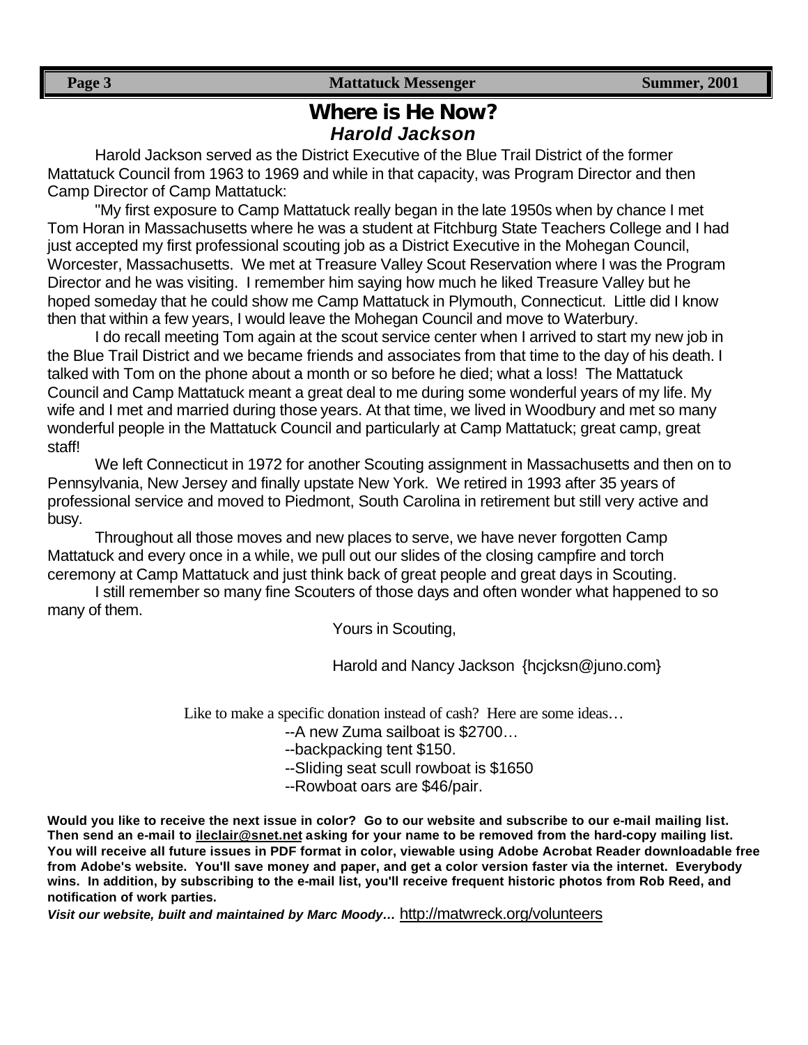## Where is He Now?

### *Harold Jackson*

Harold Jackson served as the District Executive of the Blue Trail District of the former Mattatuck Council from 1963 to 1969 and while in that capacity, was Program Director and then Camp Director of Camp Mattatuck:

"My first exposure to Camp Mattatuck really began in the late 1950s when by chance I met Tom Horan in Massachusetts where he was a student at Fitchburg State Teachers College and I had just accepted my first professional scouting job as a District Executive in the Mohegan Council, Worcester, Massachusetts. We met at Treasure Valley Scout Reservation where I was the Program Director and he was visiting. I remember him saying how much he liked Treasure Valley but he hoped someday that he could show me Camp Mattatuck in Plymouth, Connecticut. Little did I know then that within a few years, I would leave the Mohegan Council and move to Waterbury.

I do recall meeting Tom again at the scout service center when I arrived to start my new job in the Blue Trail District and we became friends and associates from that time to the day of his death. I talked with Tom on the phone about a month or so before he died; what a loss! The Mattatuck Council and Camp Mattatuck meant a great deal to me during some wonderful years of my life. My wife and I met and married during those years. At that time, we lived in Woodbury and met so many wonderful people in the Mattatuck Council and particularly at Camp Mattatuck; great camp, great staff!

We left Connecticut in 1972 for another Scouting assignment in Massachusetts and then on to Pennsylvania, New Jersey and finally upstate New York. We retired in 1993 after 35 years of professional service and moved to Piedmont, South Carolina in retirement but still very active and busy.

Throughout all those moves and new places to serve, we have never forgotten Camp Mattatuck and every once in a while, we pull out our slides of the closing campfire and torch ceremony at Camp Mattatuck and just think back of great people and great days in Scouting.

I still remember so many fine Scouters of those days and often wonder what happened to so many of them.

Yours in Scouting,

Harold and Nancy Jackson {hcjcksn@juno.com}

Like to make a specific donation instead of cash? Here are some ideas…

--A new Zuma sailboat is $2700…
--backpacking tent $150.
--Sliding seat scull rowboat is $1650
--Rowboat oars are $46/pair.

**Would you like to receive the next issue in color? Go to our website and subscribe to our e-mail mailing list. Then send an e-mail to ileclair@snet.net asking for your name to be removed from the hard-copy mailing list. You will receive all future issues in PDF format in color, viewable using Adobe Acrobat Reader downloadable free from Adobe's website. You'll save money and paper, and get a color version faster via the internet. Everybody wins. In addition, by subscribing to the e-mail list, you'll receive frequent historic photos from Rob Reed, and notification of work parties.**

***Visit our website, built and maintained by Marc Moody…*** http://matwreck.org/volunteers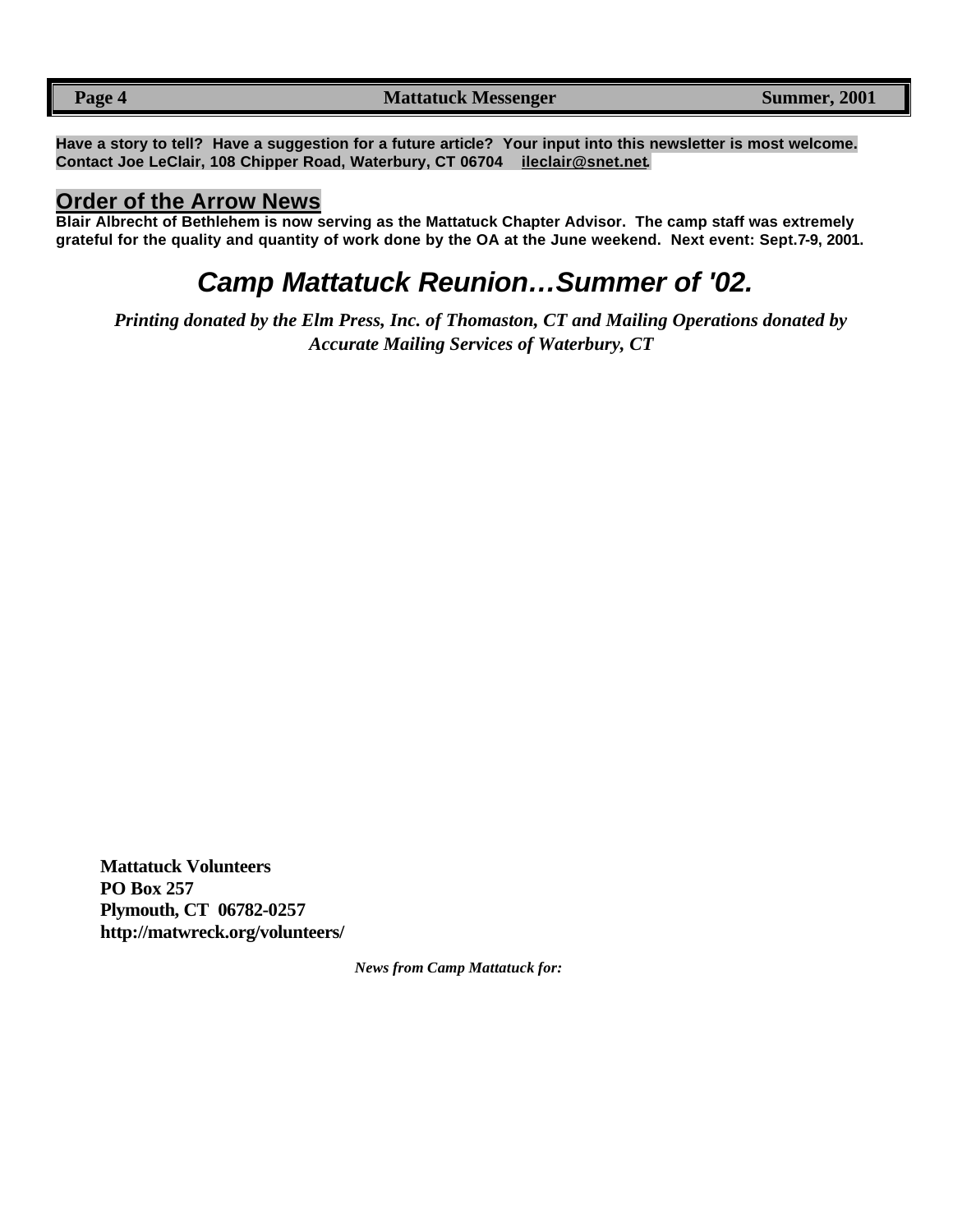**Have a story to tell? Have a suggestion for a future article? Your input into this newsletter is most welcome. Contact Joe LeClair, 108 Chipper Road, Waterbury, CT 06704 ileclair@snet.net.**

## Order of the Arrow News

**Blair Albrecht of Bethlehem is now serving as the Mattatuck Chapter Advisor. The camp staff was extremely grateful for the quality and quantity of work done by the OA at the June weekend. Next event: Sept.7-9, 2001.**

# *Camp Mattatuck Reunion…Summer of '02.*

***Printing donated by the Elm Press, Inc. of Thomaston, CT and Mailing Operations donated by Accurate Mailing Services of Waterbury, CT***

**Mattatuck Volunteers**
**PO Box 257**
**Plymouth, CT 06782-0257**
**http://matwreck.org/volunteers/**

***News from Camp Mattatuck for:***